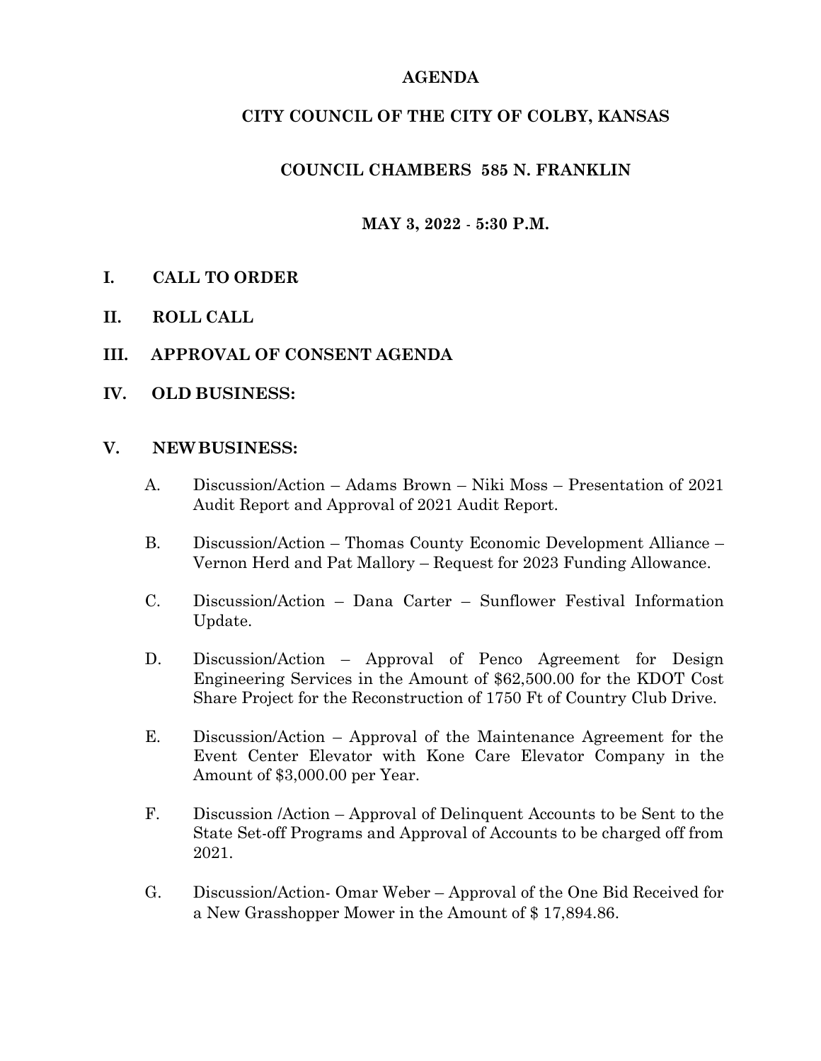# AGENDA

## CITY COUNCIL OF THE CITY OF COLBY, KANSAS

### COUNCIL CHAMBERS 585 N. FRANKLIN

### MAY 3, 2022 - 5:30 P.M.

**I. CALL TO ORDER**

**II. ROLL CALL**

**III. APPROVAL OF CONSENT AGENDA**

**IV. OLD BUSINESS:**

**V. NEW BUSINESS:**

A. Discussion/Action – Adams Brown – Niki Moss – Presentation of 2021 Audit Report and Approval of 2021 Audit Report.

B. Discussion/Action – Thomas County Economic Development Alliance – Vernon Herd and Pat Mallory – Request for 2023 Funding Allowance.

C. Discussion/Action – Dana Carter – Sunflower Festival Information Update.

D. Discussion/Action – Approval of Penco Agreement for Design Engineering Services in the Amount of $62,500.00 for the KDOT Cost Share Project for the Reconstruction of 1750 Ft of Country Club Drive.

E. Discussion/Action – Approval of the Maintenance Agreement for the Event Center Elevator with Kone Care Elevator Company in the Amount of $3,000.00 per Year.

F. Discussion /Action – Approval of Delinquent Accounts to be Sent to the State Set-off Programs and Approval of Accounts to be charged off from 2021.

G. Discussion/Action- Omar Weber – Approval of the One Bid Received for a New Grasshopper Mower in the Amount of $ 17,894.86.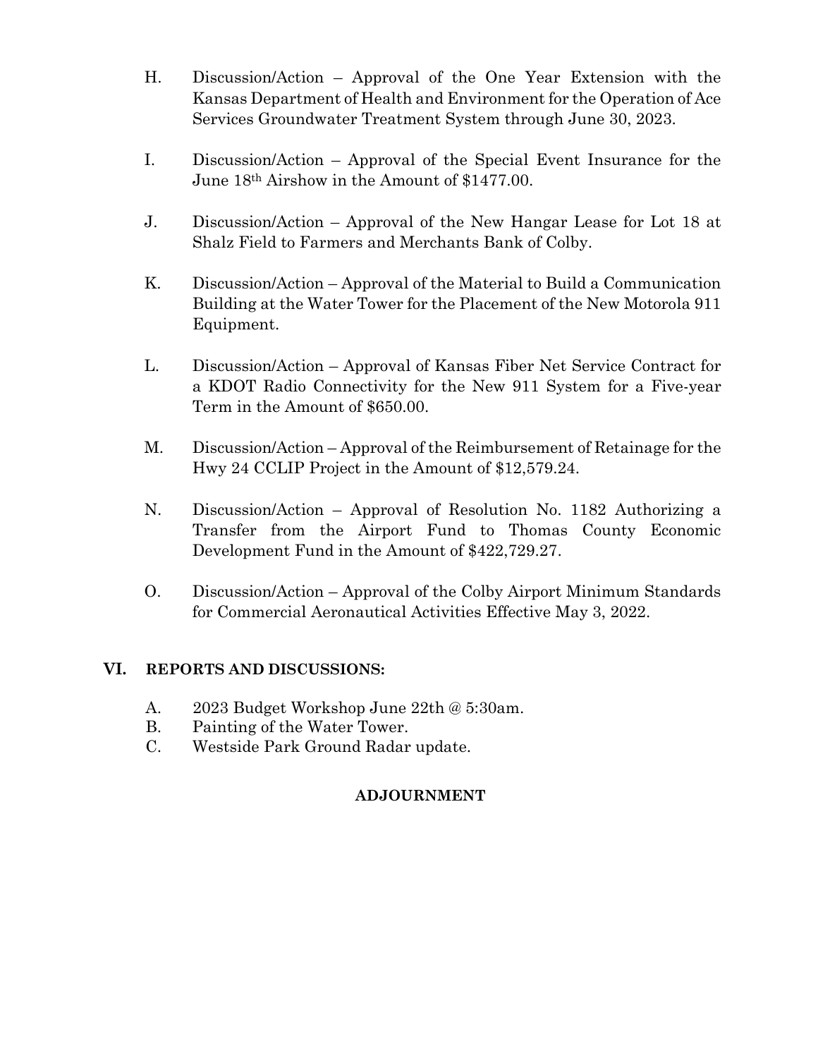H. Discussion/Action – Approval of the One Year Extension with the Kansas Department of Health and Environment for the Operation of Ace Services Groundwater Treatment System through June 30, 2023.

I. Discussion/Action – Approval of the Special Event Insurance for the June 18th Airshow in the Amount of $1477.00.

J. Discussion/Action – Approval of the New Hangar Lease for Lot 18 at Shalz Field to Farmers and Merchants Bank of Colby.

K. Discussion/Action – Approval of the Material to Build a Communication Building at the Water Tower for the Placement of the New Motorola 911 Equipment.

L. Discussion/Action – Approval of Kansas Fiber Net Service Contract for a KDOT Radio Connectivity for the New 911 System for a Five-year Term in the Amount of $650.00.

M. Discussion/Action – Approval of the Reimbursement of Retainage for the Hwy 24 CCLIP Project in the Amount of $12,579.24.

N. Discussion/Action – Approval of Resolution No. 1182 Authorizing a Transfer from the Airport Fund to Thomas County Economic Development Fund in the Amount of $422,729.27.

O. Discussion/Action – Approval of the Colby Airport Minimum Standards for Commercial Aeronautical Activities Effective May 3, 2022.

## VI. REPORTS AND DISCUSSIONS:

A. 2023 Budget Workshop June 22th @ 5:30am.
B. Painting of the Water Tower.
C. Westside Park Ground Radar update.

**ADJOURNMENT**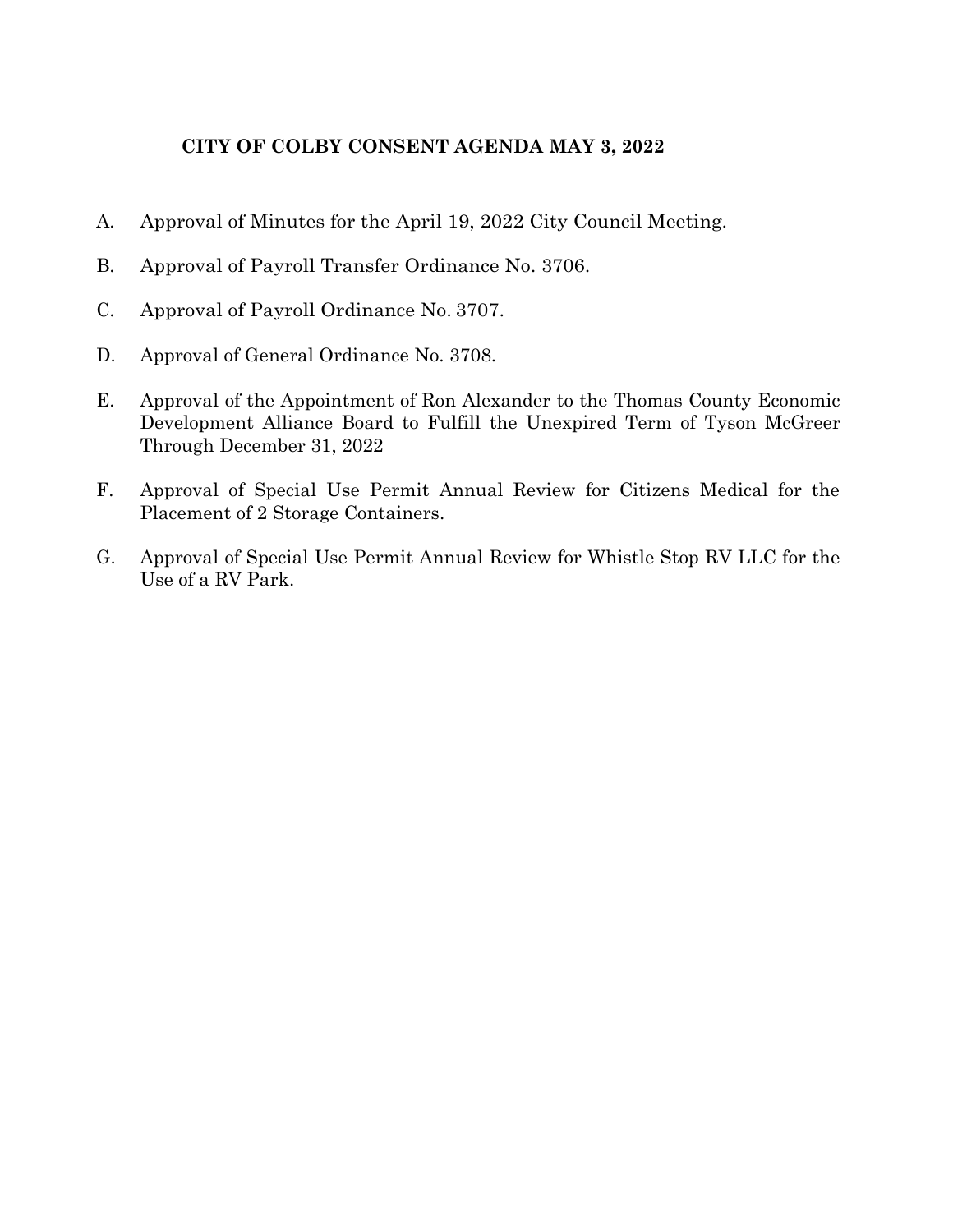## CITY OF COLBY CONSENT AGENDA MAY 3, 2022

A. Approval of Minutes for the April 19, 2022 City Council Meeting.

B. Approval of Payroll Transfer Ordinance No. 3706.

C. Approval of Payroll Ordinance No. 3707.

D. Approval of General Ordinance No. 3708.

E. Approval of the Appointment of Ron Alexander to the Thomas County Economic Development Alliance Board to Fulfill the Unexpired Term of Tyson McGreer Through December 31, 2022

F. Approval of Special Use Permit Annual Review for Citizens Medical for the Placement of 2 Storage Containers.

G. Approval of Special Use Permit Annual Review for Whistle Stop RV LLC for the Use of a RV Park.